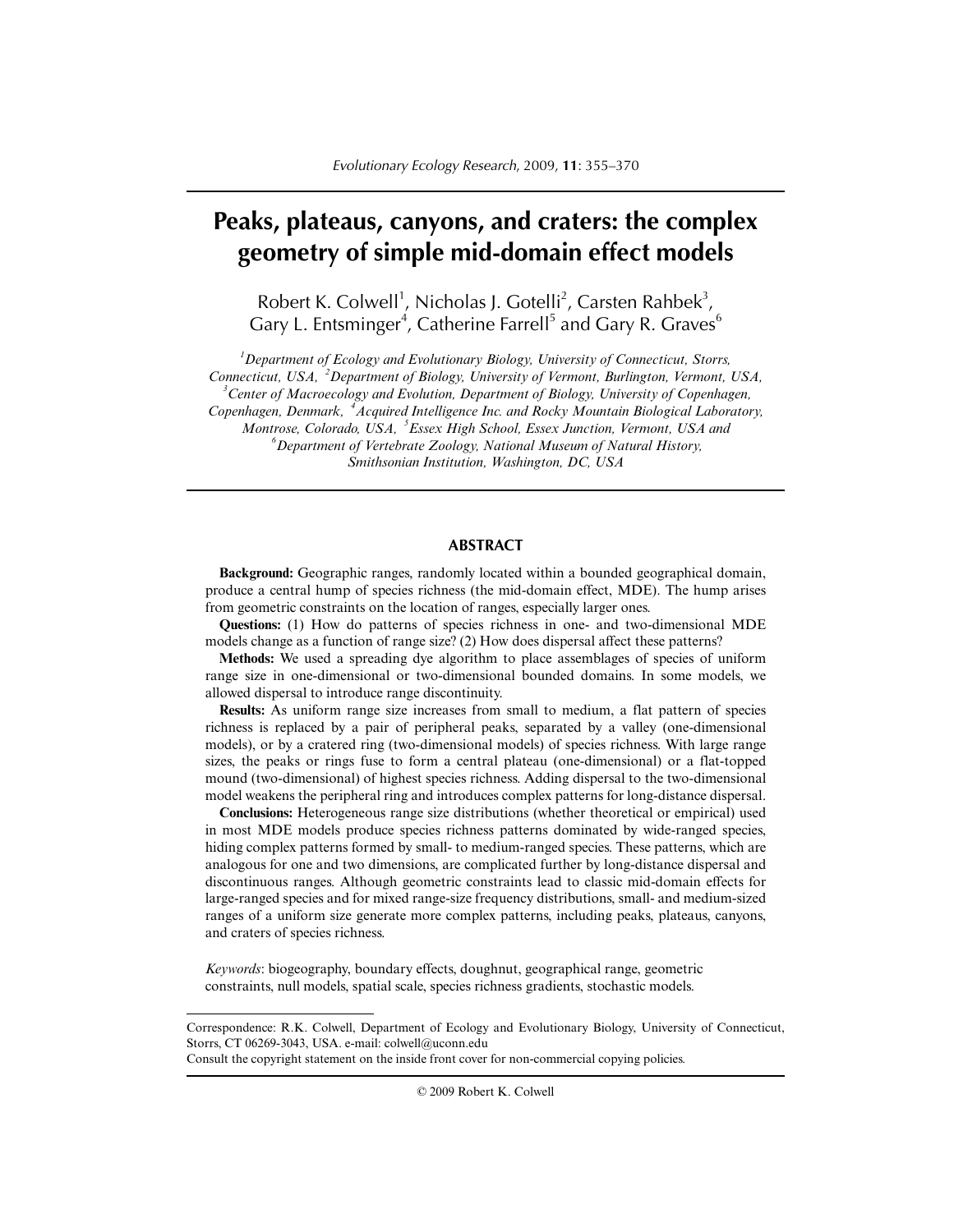# Peaks, plateaus, canyons, and craters: the complex geometry of simple mid-domain effect models

Robert K. Colwell[1], Nicholas J. Gotelli[2], Carsten Rahbek[3], Gary L. Entsminger[4], Catherine Farrell[5] and Gary R. Graves[6]

*[1]Department of Ecology and Evolutionary Biology, University of Connecticut, Storrs, Connecticut, USA, [2]Department of Biology, University of Vermont, Burlington, Vermont, USA, [3]Center of Macroecology and Evolution, Department of Biology, University of Copenhagen, Copenhagen, Denmark, [4]Acquired Intelligence Inc. and Rocky Mountain Biological Laboratory, Montrose, Colorado, USA, [5]Essex High School, Essex Junction, Vermont, USA and [6]Department of Vertebrate Zoology, National Museum of Natural History, Smithsonian Institution, Washington, DC, USA*

## ABSTRACT

**Background:** Geographic ranges, randomly located within a bounded geographical domain, produce a central hump of species richness (the mid-domain effect, MDE). The hump arises from geometric constraints on the location of ranges, especially larger ones.

**Questions:** (1) How do patterns of species richness in one- and two-dimensional MDE models change as a function of range size? (2) How does dispersal affect these patterns?

**Methods:** We used a spreading dye algorithm to place assemblages of species of uniform range size in one-dimensional or two-dimensional bounded domains. In some models, we allowed dispersal to introduce range discontinuity.

**Results:** As uniform range size increases from small to medium, a flat pattern of species richness is replaced by a pair of peripheral peaks, separated by a valley (one-dimensional models), or by a cratered ring (two-dimensional models) of species richness. With large range sizes, the peaks or rings fuse to form a central plateau (one-dimensional) or a flat-topped mound (two-dimensional) of highest species richness. Adding dispersal to the two-dimensional model weakens the peripheral ring and introduces complex patterns for long-distance dispersal.

**Conclusions:** Heterogeneous range size distributions (whether theoretical or empirical) used in most MDE models produce species richness patterns dominated by wide-ranged species, hiding complex patterns formed by small- to medium-ranged species. These patterns, which are analogous for one and two dimensions, are complicated further by long-distance dispersal and discontinuous ranges. Although geometric constraints lead to classic mid-domain effects for large-ranged species and for mixed range-size frequency distributions, small- and medium-sized ranges of a uniform size generate more complex patterns, including peaks, plateaus, canyons, and craters of species richness.

*Keywords*: biogeography, boundary effects, doughnut, geographical range, geometric constraints, null models, spatial scale, species richness gradients, stochastic models.

---

Correspondence: R.K. Colwell, Department of Ecology and Evolutionary Biology, University of Connecticut, Storrs, CT 06269-3043, USA. e-mail: colwell@uconn.edu

Consult the copyright statement on the inside front cover for non-commercial copying policies.

© 2009 Robert K. Colwell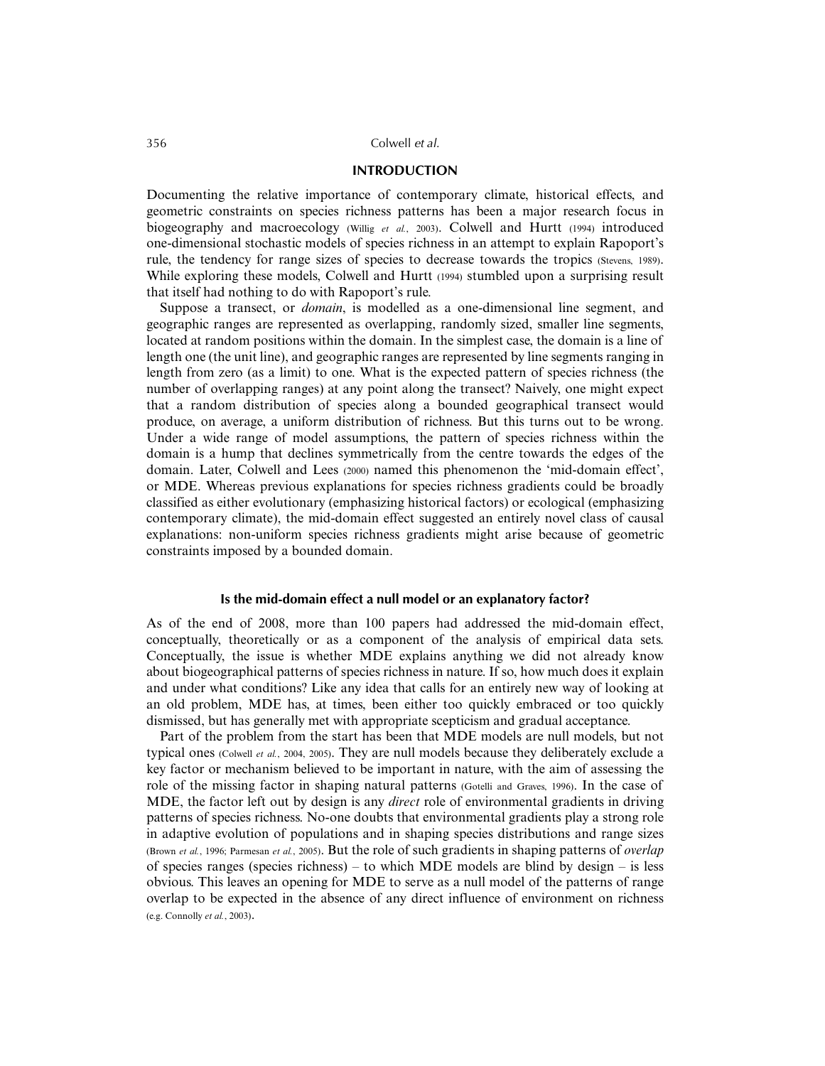## INTRODUCTION

Documenting the relative importance of contemporary climate, historical effects, and geometric constraints on species richness patterns has been a major research focus in biogeography and macroecology (Willig *et al.*, 2003). Colwell and Hurtt (1994) introduced one-dimensional stochastic models of species richness in an attempt to explain Rapoport's rule, the tendency for range sizes of species to decrease towards the tropics (Stevens, 1989). While exploring these models, Colwell and Hurtt (1994) stumbled upon a surprising result that itself had nothing to do with Rapoport's rule.

Suppose a transect, or *domain*, is modelled as a one-dimensional line segment, and geographic ranges are represented as overlapping, randomly sized, smaller line segments, located at random positions within the domain. In the simplest case, the domain is a line of length one (the unit line), and geographic ranges are represented by line segments ranging in length from zero (as a limit) to one. What is the expected pattern of species richness (the number of overlapping ranges) at any point along the transect? Naively, one might expect that a random distribution of species along a bounded geographical transect would produce, on average, a uniform distribution of richness. But this turns out to be wrong. Under a wide range of model assumptions, the pattern of species richness within the domain is a hump that declines symmetrically from the centre towards the edges of the domain. Later, Colwell and Lees (2000) named this phenomenon the 'mid-domain effect', or MDE. Whereas previous explanations for species richness gradients could be broadly classified as either evolutionary (emphasizing historical factors) or ecological (emphasizing contemporary climate), the mid-domain effect suggested an entirely novel class of causal explanations: non-uniform species richness gradients might arise because of geometric constraints imposed by a bounded domain.

### Is the mid-domain effect a null model or an explanatory factor?

As of the end of 2008, more than 100 papers had addressed the mid-domain effect, conceptually, theoretically or as a component of the analysis of empirical data sets. Conceptually, the issue is whether MDE explains anything we did not already know about biogeographical patterns of species richness in nature. If so, how much does it explain and under what conditions? Like any idea that calls for an entirely new way of looking at an old problem, MDE has, at times, been either too quickly embraced or too quickly dismissed, but has generally met with appropriate scepticism and gradual acceptance.

Part of the problem from the start has been that MDE models are null models, but not typical ones (Colwell *et al.*, 2004, 2005). They are null models because they deliberately exclude a key factor or mechanism believed to be important in nature, with the aim of assessing the role of the missing factor in shaping natural patterns (Gotelli and Graves, 1996). In the case of MDE, the factor left out by design is any *direct* role of environmental gradients in driving patterns of species richness. No-one doubts that environmental gradients play a strong role in adaptive evolution of populations and in shaping species distributions and range sizes (Brown *et al.*, 1996; Parmesan *et al.*, 2005). But the role of such gradients in shaping patterns of *overlap* of species ranges (species richness) – to which MDE models are blind by design – is less obvious. This leaves an opening for MDE to serve as a null model of the patterns of range overlap to be expected in the absence of any direct influence of environment on richness (e.g. Connolly *et al.*, 2003).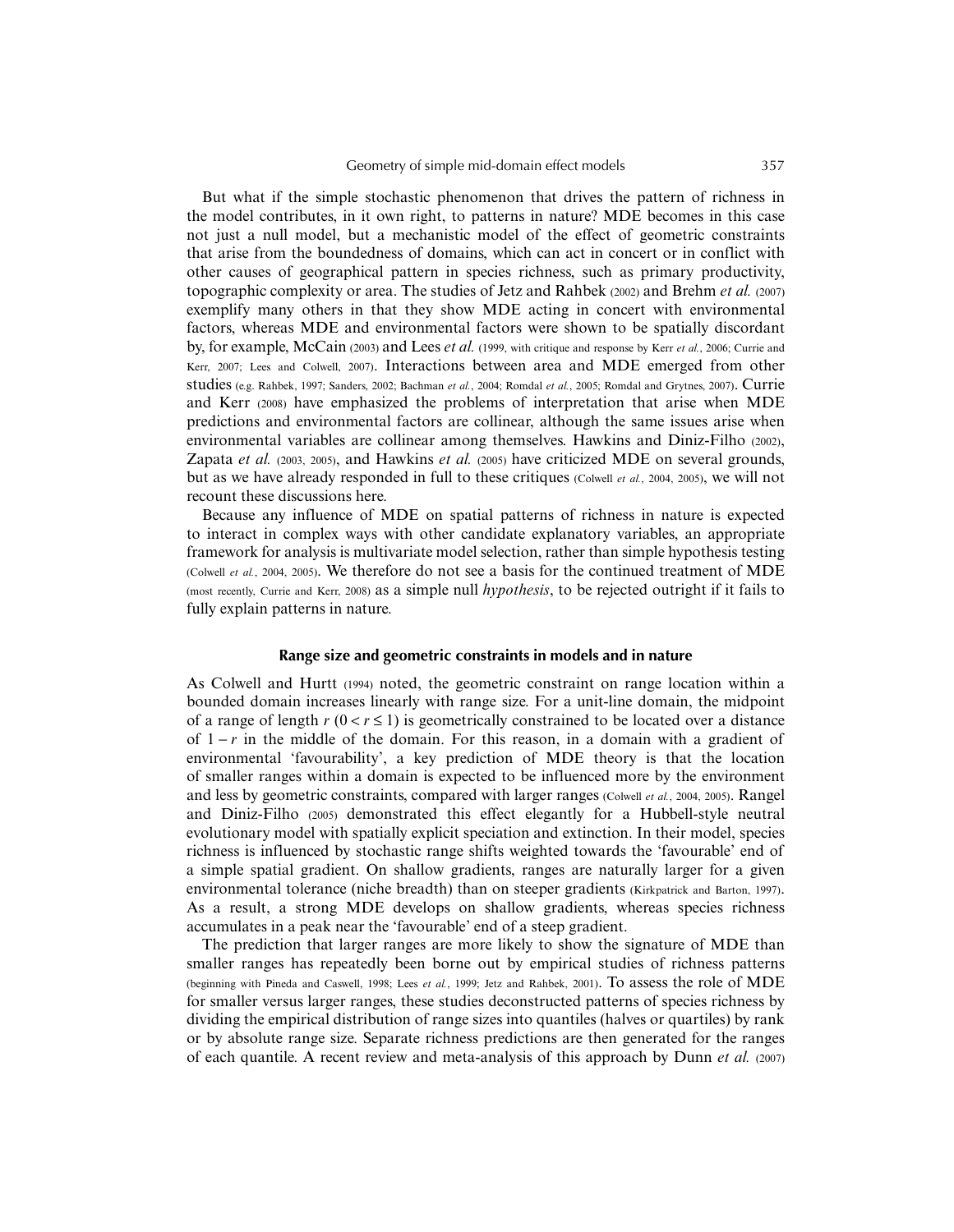But what if the simple stochastic phenomenon that drives the pattern of richness in the model contributes, in it own right, to patterns in nature? MDE becomes in this case not just a null model, but a mechanistic model of the effect of geometric constraints that arise from the boundedness of domains, which can act in concert or in conflict with other causes of geographical pattern in species richness, such as primary productivity, topographic complexity or area. The studies of Jetz and Rahbek (2002) and Brehm *et al.* (2007) exemplify many others in that they show MDE acting in concert with environmental factors, whereas MDE and environmental factors were shown to be spatially discordant by, for example, McCain (2003) and Lees *et al.* (1999, with critique and response by Kerr *et al.*, 2006; Currie and Kerr, 2007; Lees and Colwell, 2007). Interactions between area and MDE emerged from other studies (e.g. Rahbek, 1997; Sanders, 2002; Bachman *et al.*, 2004; Romdal *et al.*, 2005; Romdal and Grytnes, 2007). Currie and Kerr (2008) have emphasized the problems of interpretation that arise when MDE predictions and environmental factors are collinear, although the same issues arise when environmental variables are collinear among themselves. Hawkins and Diniz-Filho (2002), Zapata *et al.* (2003, 2005), and Hawkins *et al.* (2005) have criticized MDE on several grounds, but as we have already responded in full to these critiques (Colwell *et al.*, 2004, 2005), we will not recount these discussions here.

Because any influence of MDE on spatial patterns of richness in nature is expected to interact in complex ways with other candidate explanatory variables, an appropriate framework for analysis is multivariate model selection, rather than simple hypothesis testing (Colwell *et al.*, 2004, 2005). We therefore do not see a basis for the continued treatment of MDE (most recently, Currie and Kerr, 2008) as a simple null *hypothesis*, to be rejected outright if it fails to fully explain patterns in nature.

## Range size and geometric constraints in models and in nature

As Colwell and Hurtt (1994) noted, the geometric constraint on range location within a bounded domain increases linearly with range size. For a unit-line domain, the midpoint of a range of length $r$ $(0 < r \leq 1)$ is geometrically constrained to be located over a distance of $1 - r$ in the middle of the domain. For this reason, in a domain with a gradient of environmental 'favourability', a key prediction of MDE theory is that the location of smaller ranges within a domain is expected to be influenced more by the environment and less by geometric constraints, compared with larger ranges (Colwell *et al.*, 2004, 2005). Rangel and Diniz-Filho (2005) demonstrated this effect elegantly for a Hubbell-style neutral evolutionary model with spatially explicit speciation and extinction. In their model, species richness is influenced by stochastic range shifts weighted towards the 'favourable' end of a simple spatial gradient. On shallow gradients, ranges are naturally larger for a given environmental tolerance (niche breadth) than on steeper gradients (Kirkpatrick and Barton, 1997). As a result, a strong MDE develops on shallow gradients, whereas species richness accumulates in a peak near the 'favourable' end of a steep gradient.

The prediction that larger ranges are more likely to show the signature of MDE than smaller ranges has repeatedly been borne out by empirical studies of richness patterns (beginning with Pineda and Caswell, 1998; Lees *et al.*, 1999; Jetz and Rahbek, 2001). To assess the role of MDE for smaller versus larger ranges, these studies deconstructed patterns of species richness by dividing the empirical distribution of range sizes into quantiles (halves or quartiles) by rank or by absolute range size. Separate richness predictions are then generated for the ranges of each quantile. A recent review and meta-analysis of this approach by Dunn *et al.* (2007)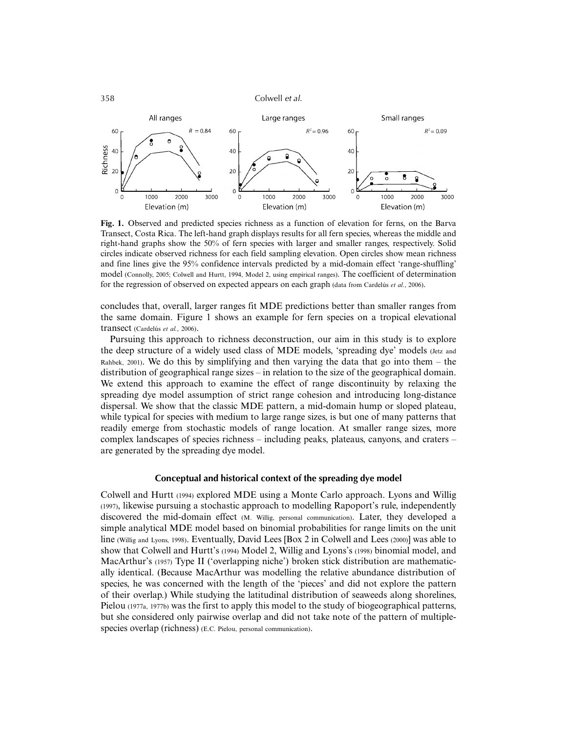Fig. 1. Observed and predicted species richness as a function of elevation for ferns, on the Barva Transect, Costa Rica. The left-hand graph displays results for all fern species, whereas the middle and right-hand graphs show the 50% of fern species with larger and smaller ranges, respectively. Solid circles indicate observed richness for each field sampling elevation. Open circles show mean richness and fine lines give the 95% confidence intervals predicted by a mid-domain effect 'range-shuffling' model (Connolly, 2005; Colwell and Hurtt, 1994, Model 2, using empirical ranges). The coefficient of determination for the regression of observed on expected appears on each graph (data from Cardelús *et al.*, 2006).

concludes that, overall, larger ranges fit MDE predictions better than smaller ranges from the same domain. Figure 1 shows an example for fern species on a tropical elevational transect (Cardelús *et al.*, 2006).

Pursuing this approach to richness deconstruction, our aim in this study is to explore the deep structure of a widely used class of MDE models, 'spreading dye' models (Jetz and Rahbek, 2001). We do this by simplifying and then varying the data that go into them – the distribution of geographical range sizes – in relation to the size of the geographical domain. We extend this approach to examine the effect of range discontinuity by relaxing the spreading dye model assumption of strict range cohesion and introducing long-distance dispersal. We show that the classic MDE pattern, a mid-domain hump or sloped plateau, while typical for species with medium to large range sizes, is but one of many patterns that readily emerge from stochastic models of range location. At smaller range sizes, more complex landscapes of species richness – including peaks, plateaus, canyons, and craters – are generated by the spreading dye model.

## Conceptual and historical context of the spreading dye model

Colwell and Hurtt (1994) explored MDE using a Monte Carlo approach. Lyons and Willig (1997), likewise pursuing a stochastic approach to modelling Rapoport's rule, independently discovered the mid-domain effect (M. Willig, personal communication). Later, they developed a simple analytical MDE model based on binomial probabilities for range limits on the unit line (Willig and Lyons, 1998). Eventually, David Lees [Box 2 in Colwell and Lees (2000)] was able to show that Colwell and Hurtt's (1994) Model 2, Willig and Lyons's (1998) binomial model, and MacArthur's (1957) Type II ('overlapping niche') broken stick distribution are mathematically identical. (Because MacArthur was modelling the relative abundance distribution of species, he was concerned with the length of the 'pieces' and did not explore the pattern of their overlap.) While studying the latitudinal distribution of seaweeds along shorelines, Pielou (1977a, 1977b) was the first to apply this model to the study of biogeographical patterns, but she considered only pairwise overlap and did not take note of the pattern of multiple-species overlap (richness) (E.C. Pielou, personal communication).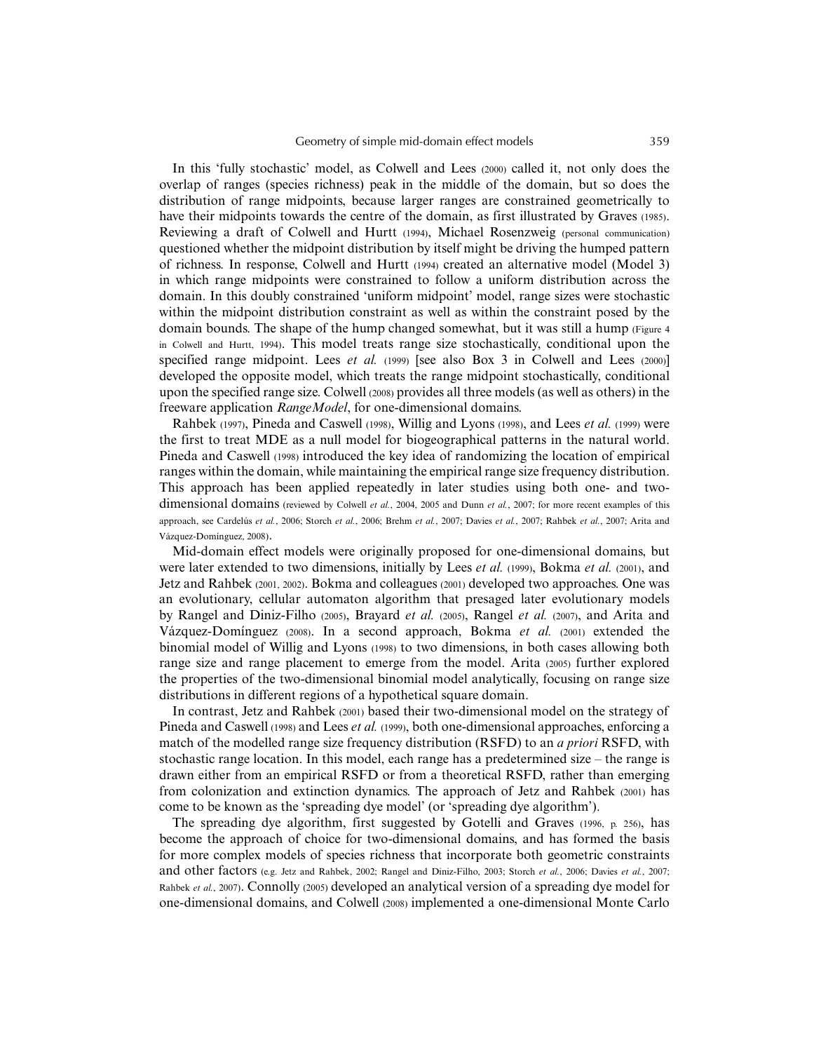In this 'fully stochastic' model, as Colwell and Lees (2000) called it, not only does the overlap of ranges (species richness) peak in the middle of the domain, but so does the distribution of range midpoints, because larger ranges are constrained geometrically to have their midpoints towards the centre of the domain, as first illustrated by Graves (1985). Reviewing a draft of Colwell and Hurtt (1994), Michael Rosenzweig (personal communication) questioned whether the midpoint distribution by itself might be driving the humped pattern of richness. In response, Colwell and Hurtt (1994) created an alternative model (Model 3) in which range midpoints were constrained to follow a uniform distribution across the domain. In this doubly constrained 'uniform midpoint' model, range sizes were stochastic within the midpoint distribution constraint as well as within the constraint posed by the domain bounds. The shape of the hump changed somewhat, but it was still a hump (Figure 4 in Colwell and Hurtt, 1994). This model treats range size stochastically, conditional upon the specified range midpoint. Lees *et al.* (1999) [see also Box 3 in Colwell and Lees (2000)] developed the opposite model, which treats the range midpoint stochastically, conditional upon the specified range size. Colwell (2008) provides all three models (as well as others) in the freeware application *RangeModel*, for one-dimensional domains.

Rahbek (1997), Pineda and Caswell (1998), Willig and Lyons (1998), and Lees *et al.* (1999) were the first to treat MDE as a null model for biogeographical patterns in the natural world. Pineda and Caswell (1998) introduced the key idea of randomizing the location of empirical ranges within the domain, while maintaining the empirical range size frequency distribution. This approach has been applied repeatedly in later studies using both one- and two-dimensional domains (reviewed by Colwell *et al.*, 2004, 2005 and Dunn *et al.*, 2007; for more recent examples of this approach, see Cardelús *et al.*, 2006; Storch *et al.*, 2006; Brehm *et al.*, 2007; Davies *et al.*, 2007; Rahbek *et al.*, 2007; Arita and Vázquez-Domínguez, 2008).

Mid-domain effect models were originally proposed for one-dimensional domains, but were later extended to two dimensions, initially by Lees *et al.* (1999), Bokma *et al.* (2001), and Jetz and Rahbek (2001, 2002). Bokma and colleagues (2001) developed two approaches. One was an evolutionary, cellular automaton algorithm that presaged later evolutionary models by Rangel and Diniz-Filho (2005), Brayard *et al.* (2005), Rangel *et al.* (2007), and Arita and Vázquez-Domínguez (2008). In a second approach, Bokma *et al.* (2001) extended the binomial model of Willig and Lyons (1998) to two dimensions, in both cases allowing both range size and range placement to emerge from the model. Arita (2005) further explored the properties of the two-dimensional binomial model analytically, focusing on range size distributions in different regions of a hypothetical square domain.

In contrast, Jetz and Rahbek (2001) based their two-dimensional model on the strategy of Pineda and Caswell (1998) and Lees *et al.* (1999), both one-dimensional approaches, enforcing a match of the modelled range size frequency distribution (RSFD) to an *a priori* RSFD, with stochastic range location. In this model, each range has a predetermined size – the range is drawn either from an empirical RSFD or from a theoretical RSFD, rather than emerging from colonization and extinction dynamics. The approach of Jetz and Rahbek (2001) has come to be known as the 'spreading dye model' (or 'spreading dye algorithm').

The spreading dye algorithm, first suggested by Gotelli and Graves (1996, p. 256), has become the approach of choice for two-dimensional domains, and has formed the basis for more complex models of species richness that incorporate both geometric constraints and other factors (e.g. Jetz and Rahbek, 2002; Rangel and Diniz-Filho, 2003; Storch *et al.*, 2006; Davies *et al.*, 2007; Rahbek *et al.*, 2007). Connolly (2005) developed an analytical version of a spreading dye model for one-dimensional domains, and Colwell (2008) implemented a one-dimensional Monte Carlo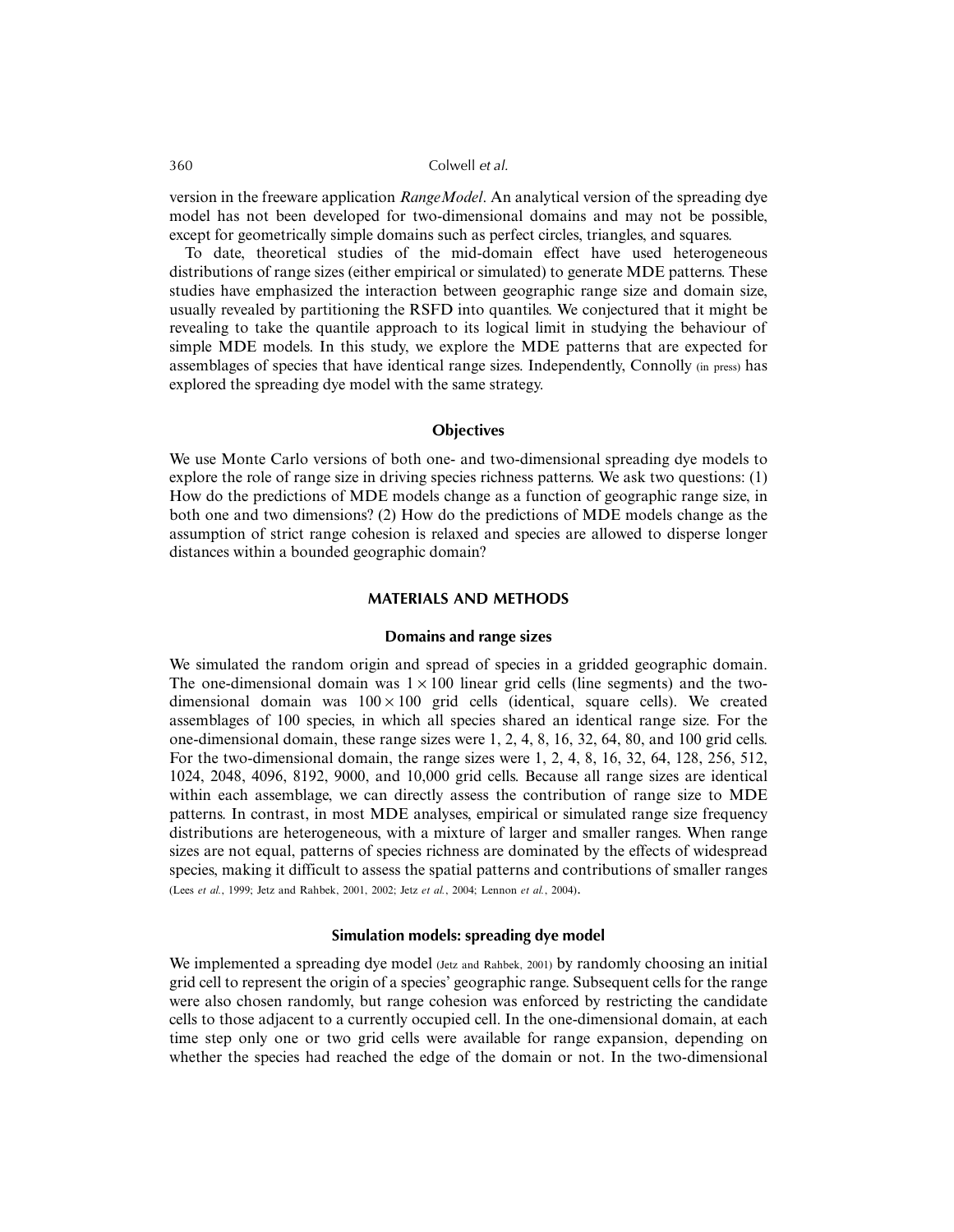version in the freeware application *RangeModel*. An analytical version of the spreading dye model has not been developed for two-dimensional domains and may not be possible, except for geometrically simple domains such as perfect circles, triangles, and squares.

To date, theoretical studies of the mid-domain effect have used heterogeneous distributions of range sizes (either empirical or simulated) to generate MDE patterns. These studies have emphasized the interaction between geographic range size and domain size, usually revealed by partitioning the RSFD into quantiles. We conjectured that it might be revealing to take the quantile approach to its logical limit in studying the behaviour of simple MDE models. In this study, we explore the MDE patterns that are expected for assemblages of species that have identical range sizes. Independently, Connolly (in press) has explored the spreading dye model with the same strategy.

### Objectives

We use Monte Carlo versions of both one- and two-dimensional spreading dye models to explore the role of range size in driving species richness patterns. We ask two questions: (1) How do the predictions of MDE models change as a function of geographic range size, in both one and two dimensions? (2) How do the predictions of MDE models change as the assumption of strict range cohesion is relaxed and species are allowed to disperse longer distances within a bounded geographic domain?

## MATERIALS AND METHODS

### Domains and range sizes

We simulated the random origin and spread of species in a gridded geographic domain. The one-dimensional domain was $1 \times 100$ linear grid cells (line segments) and the two-dimensional domain was $100 \times 100$ grid cells (identical, square cells). We created assemblages of 100 species, in which all species shared an identical range size. For the one-dimensional domain, these range sizes were 1, 2, 4, 8, 16, 32, 64, 80, and 100 grid cells. For the two-dimensional domain, the range sizes were 1, 2, 4, 8, 16, 32, 64, 128, 256, 512, 1024, 2048, 4096, 8192, 9000, and 10,000 grid cells. Because all range sizes are identical within each assemblage, we can directly assess the contribution of range size to MDE patterns. In contrast, in most MDE analyses, empirical or simulated range size frequency distributions are heterogeneous, with a mixture of larger and smaller ranges. When range sizes are not equal, patterns of species richness are dominated by the effects of widespread species, making it difficult to assess the spatial patterns and contributions of smaller ranges (Lees *et al.*, 1999; Jetz and Rahbek, 2001, 2002; Jetz *et al.*, 2004; Lennon *et al.*, 2004).

### Simulation models: spreading dye model

We implemented a spreading dye model (Jetz and Rahbek, 2001) by randomly choosing an initial grid cell to represent the origin of a species' geographic range. Subsequent cells for the range were also chosen randomly, but range cohesion was enforced by restricting the candidate cells to those adjacent to a currently occupied cell. In the one-dimensional domain, at each time step only one or two grid cells were available for range expansion, depending on whether the species had reached the edge of the domain or not. In the two-dimensional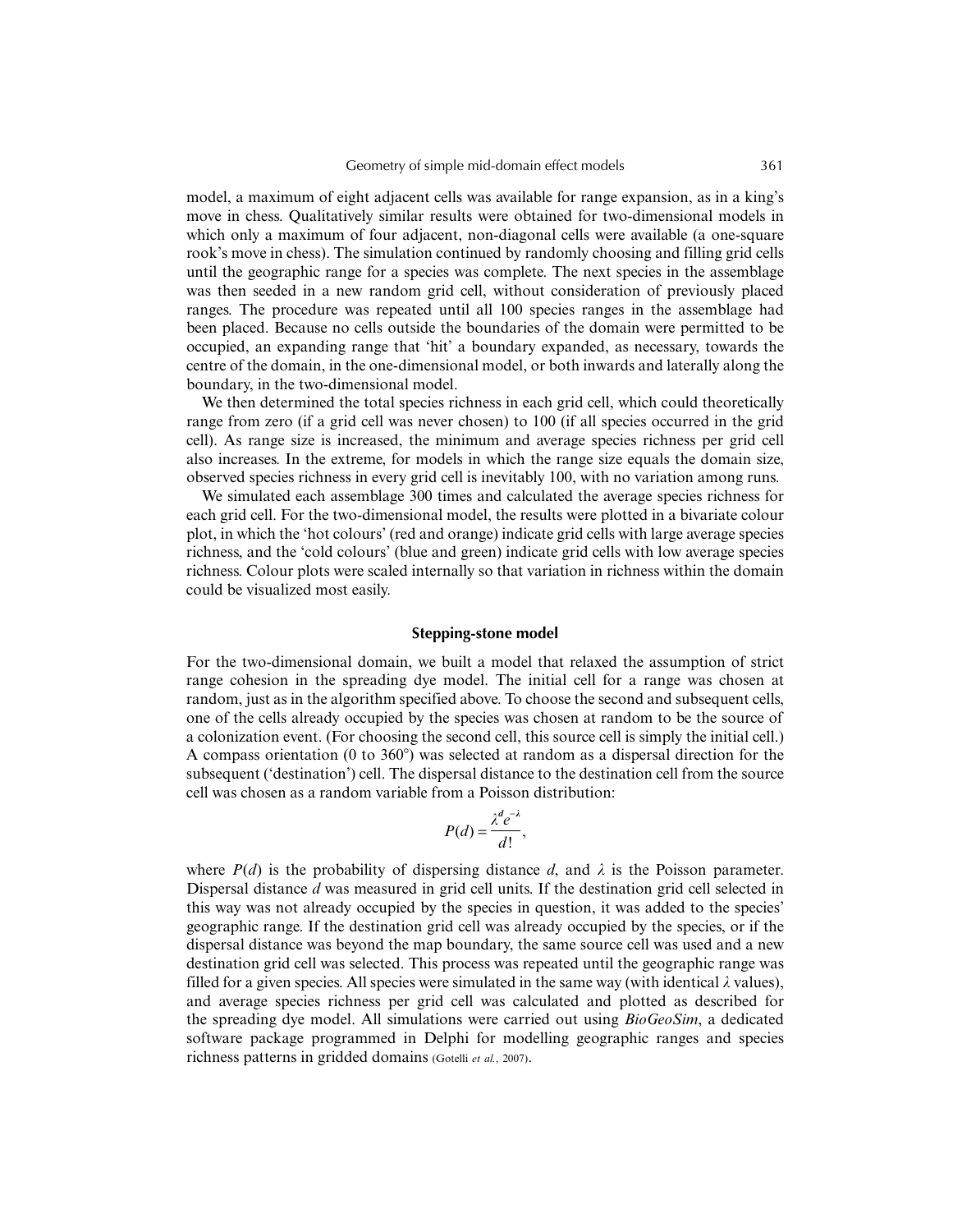model, a maximum of eight adjacent cells was available for range expansion, as in a king's move in chess. Qualitatively similar results were obtained for two-dimensional models in which only a maximum of four adjacent, non-diagonal cells were available (a one-square rook's move in chess). The simulation continued by randomly choosing and filling grid cells until the geographic range for a species was complete. The next species in the assemblage was then seeded in a new random grid cell, without consideration of previously placed ranges. The procedure was repeated until all 100 species ranges in the assemblage had been placed. Because no cells outside the boundaries of the domain were permitted to be occupied, an expanding range that 'hit' a boundary expanded, as necessary, towards the centre of the domain, in the one-dimensional model, or both inwards and laterally along the boundary, in the two-dimensional model.

We then determined the total species richness in each grid cell, which could theoretically range from zero (if a grid cell was never chosen) to 100 (if all species occurred in the grid cell). As range size is increased, the minimum and average species richness per grid cell also increases. In the extreme, for models in which the range size equals the domain size, observed species richness in every grid cell is inevitably 100, with no variation among runs.

We simulated each assemblage 300 times and calculated the average species richness for each grid cell. For the two-dimensional model, the results were plotted in a bivariate colour plot, in which the 'hot colours' (red and orange) indicate grid cells with large average species richness, and the 'cold colours' (blue and green) indicate grid cells with low average species richness. Colour plots were scaled internally so that variation in richness within the domain could be visualized most easily.

## Stepping-stone model

For the two-dimensional domain, we built a model that relaxed the assumption of strict range cohesion in the spreading dye model. The initial cell for a range was chosen at random, just as in the algorithm specified above. To choose the second and subsequent cells, one of the cells already occupied by the species was chosen at random to be the source of a colonization event. (For choosing the second cell, this source cell is simply the initial cell.) A compass orientation (0 to 360°) was selected at random as a dispersal direction for the subsequent ('destination') cell. The dispersal distance to the destination cell from the source cell was chosen as a random variable from a Poisson distribution:

$$P(d) = \frac{\lambda^d e^{-\lambda}}{d!},$$

where $P(d)$ is the probability of dispersing distance $d$, and $\lambda$ is the Poisson parameter. Dispersal distance $d$ was measured in grid cell units. If the destination grid cell selected in this way was not already occupied by the species in question, it was added to the species' geographic range. If the destination grid cell was already occupied by the species, or if the dispersal distance was beyond the map boundary, the same source cell was used and a new destination grid cell was selected. This process was repeated until the geographic range was filled for a given species. All species were simulated in the same way (with identical $\lambda$ values), and average species richness per grid cell was calculated and plotted as described for the spreading dye model. All simulations were carried out using *BioGeoSim*, a dedicated software package programmed in Delphi for modelling geographic ranges and species richness patterns in gridded domains (Gotelli *et al.*, 2007).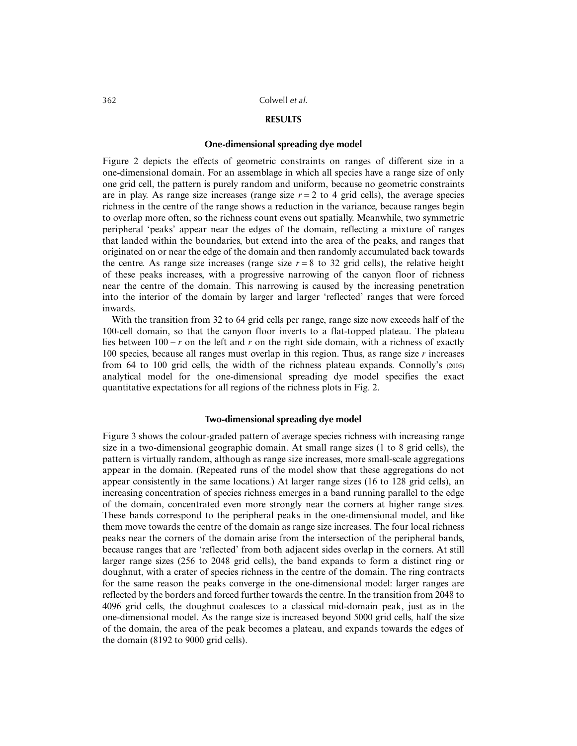## RESULTS

### One-dimensional spreading dye model

Figure 2 depicts the effects of geometric constraints on ranges of different size in a one-dimensional domain. For an assemblage in which all species have a range size of only one grid cell, the pattern is purely random and uniform, because no geometric constraints are in play. As range size increases (range size $r = 2$ to 4 grid cells), the average species richness in the centre of the range shows a reduction in the variance, because ranges begin to overlap more often, so the richness count evens out spatially. Meanwhile, two symmetric peripheral 'peaks' appear near the edges of the domain, reflecting a mixture of ranges that landed within the boundaries, but extend into the area of the peaks, and ranges that originated on or near the edge of the domain and then randomly accumulated back towards the centre. As range size increases (range size $r = 8$ to 32 grid cells), the relative height of these peaks increases, with a progressive narrowing of the canyon floor of richness near the centre of the domain. This narrowing is caused by the increasing penetration into the interior of the domain by larger and larger 'reflected' ranges that were forced inwards.

With the transition from 32 to 64 grid cells per range, range size now exceeds half of the 100-cell domain, so that the canyon floor inverts to a flat-topped plateau. The plateau lies between $100 - r$ on the left and $r$ on the right side domain, with a richness of exactly 100 species, because all ranges must overlap in this region. Thus, as range size $r$ increases from 64 to 100 grid cells, the width of the richness plateau expands. Connolly's (2005) analytical model for the one-dimensional spreading dye model specifies the exact quantitative expectations for all regions of the richness plots in Fig. 2.

### Two-dimensional spreading dye model

Figure 3 shows the colour-graded pattern of average species richness with increasing range size in a two-dimensional geographic domain. At small range sizes (1 to 8 grid cells), the pattern is virtually random, although as range size increases, more small-scale aggregations appear in the domain. (Repeated runs of the model show that these aggregations do not appear consistently in the same locations.) At larger range sizes (16 to 128 grid cells), an increasing concentration of species richness emerges in a band running parallel to the edge of the domain, concentrated even more strongly near the corners at higher range sizes. These bands correspond to the peripheral peaks in the one-dimensional model, and like them move towards the centre of the domain as range size increases. The four local richness peaks near the corners of the domain arise from the intersection of the peripheral bands, because ranges that are 'reflected' from both adjacent sides overlap in the corners. At still larger range sizes (256 to 2048 grid cells), the band expands to form a distinct ring or doughnut, with a crater of species richness in the centre of the domain. The ring contracts for the same reason the peaks converge in the one-dimensional model: larger ranges are reflected by the borders and forced further towards the centre. In the transition from 2048 to 4096 grid cells, the doughnut coalesces to a classical mid-domain peak, just as in the one-dimensional model. As the range size is increased beyond 5000 grid cells, half the size of the domain, the area of the peak becomes a plateau, and expands towards the edges of the domain (8192 to 9000 grid cells).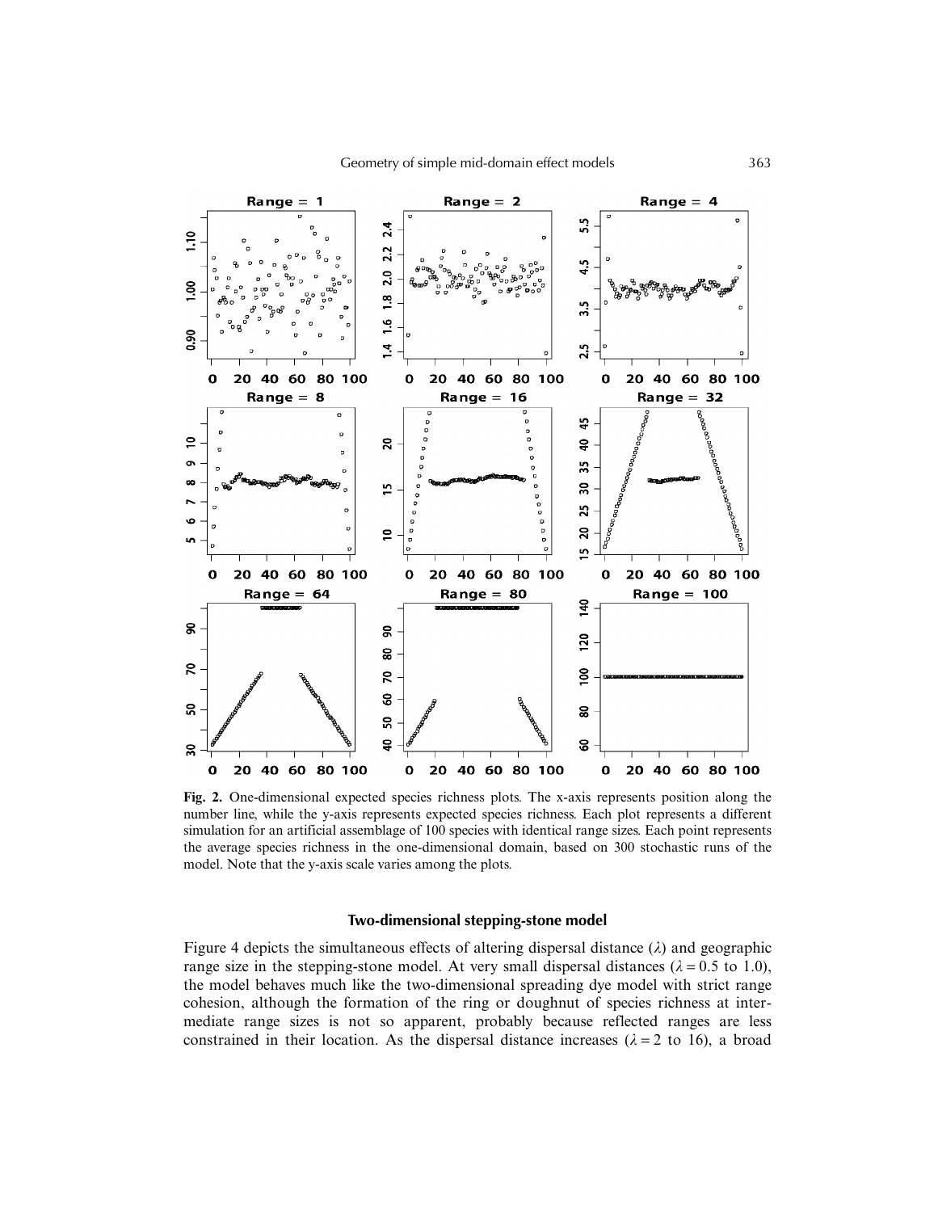**Fig. 2.** One-dimensional expected species richness plots. The x-axis represents position along the number line, while the y-axis represents expected species richness. Each plot represents a different simulation for an artificial assemblage of 100 species with identical range sizes. Each point represents the average species richness in the one-dimensional domain, based on 300 stochastic runs of the model. Note that the y-axis scale varies among the plots.

### Two-dimensional stepping-stone model

Figure 4 depicts the simultaneous effects of altering dispersal distance ($\lambda$) and geographic range size in the stepping-stone model. At very small dispersal distances ($\lambda = 0.5$ to 1.0), the model behaves much like the two-dimensional spreading dye model with strict range cohesion, although the formation of the ring or doughnut of species richness at intermediate range sizes is not so apparent, probably because reflected ranges are less constrained in their location. As the dispersal distance increases ($\lambda = 2$ to 16), a broad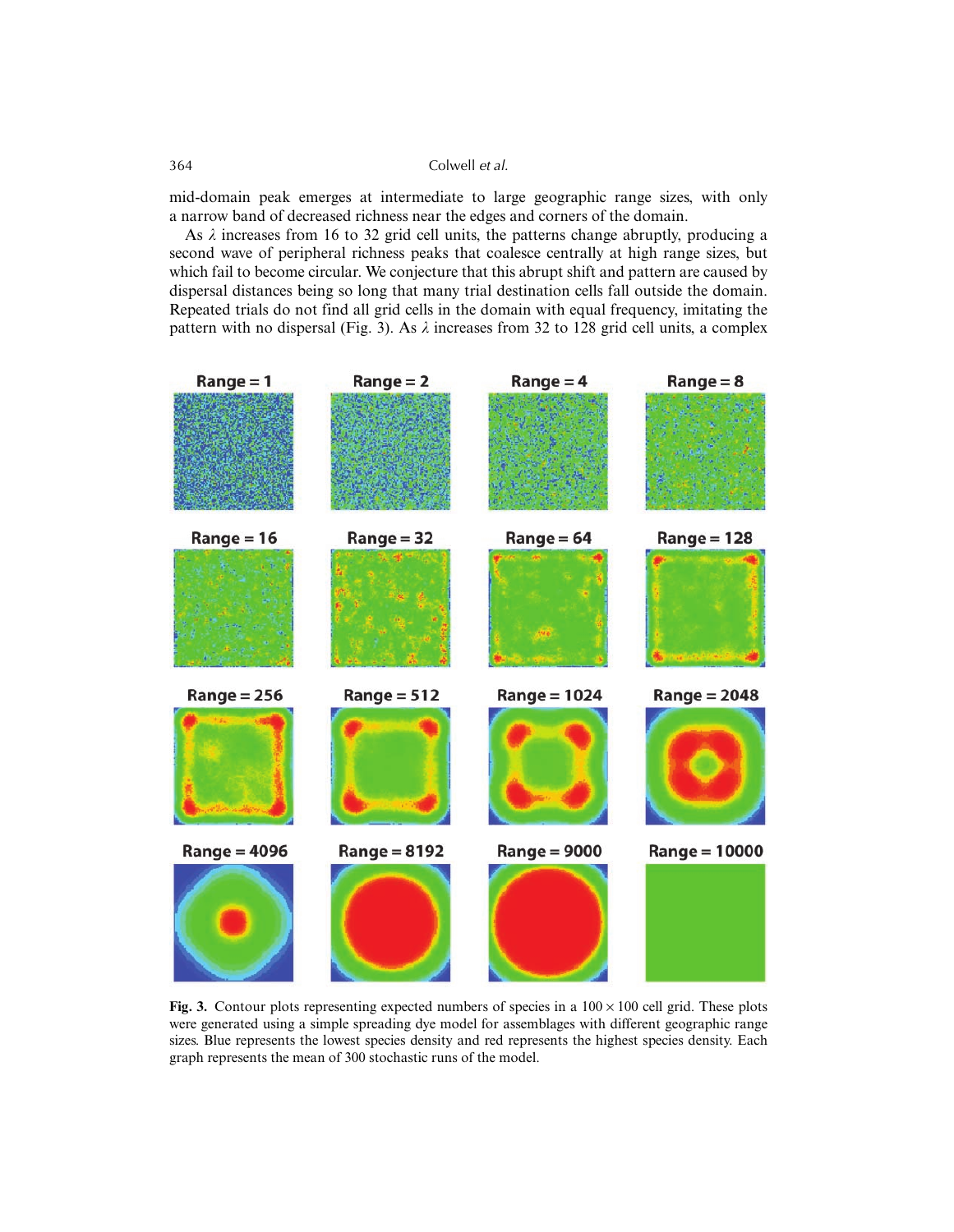mid-domain peak emerges at intermediate to large geographic range sizes, with only a narrow band of decreased richness near the edges and corners of the domain.

As $\lambda$ increases from 16 to 32 grid cell units, the patterns change abruptly, producing a second wave of peripheral richness peaks that coalesce centrally at high range sizes, but which fail to become circular. We conjecture that this abrupt shift and pattern are caused by dispersal distances being so long that many trial destination cells fall outside the domain. Repeated trials do not find all grid cells in the domain with equal frequency, imitating the pattern with no dispersal (Fig. 3). As $\lambda$ increases from 32 to 128 grid cell units, a complex

**Fig. 3.** Contour plots representing expected numbers of species in a $100 \times 100$ cell grid. These plots were generated using a simple spreading dye model for assemblages with different geographic range sizes. Blue represents the lowest species density and red represents the highest species density. Each graph represents the mean of 300 stochastic runs of the model.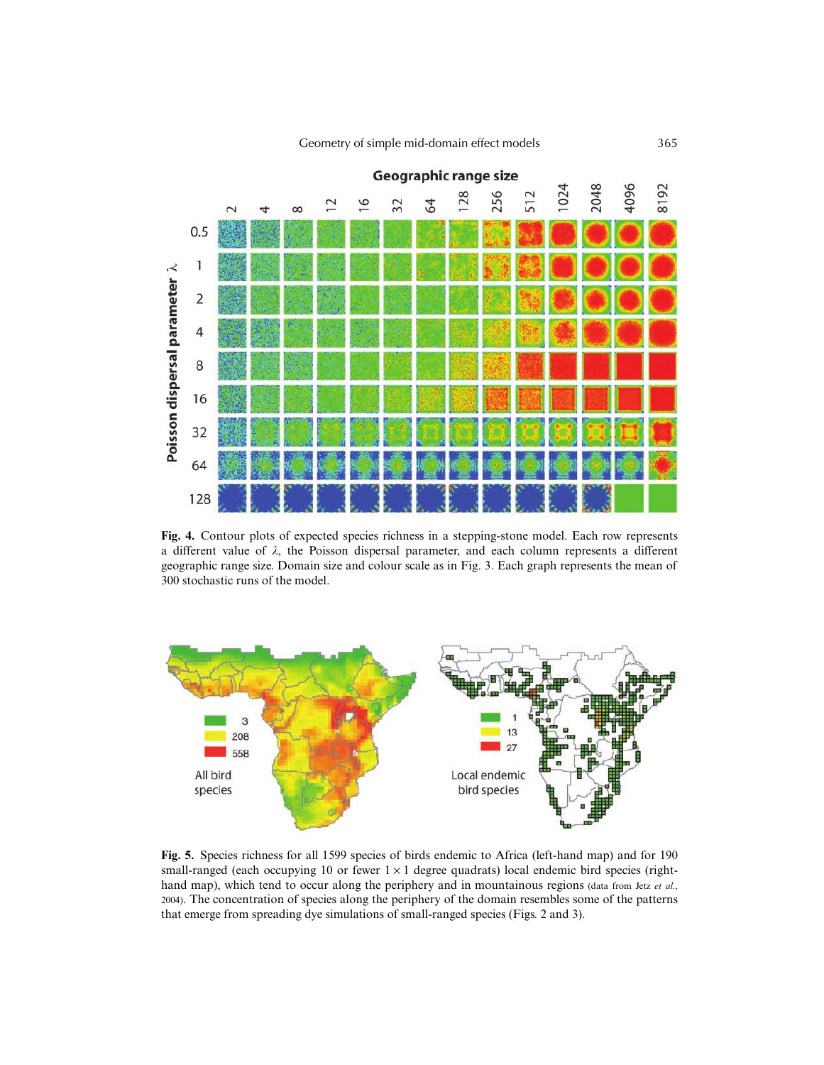**Fig. 4.** Contour plots of expected species richness in a stepping-stone model. Each row represents a different value of $\lambda$, the Poisson dispersal parameter, and each column represents a different geographic range size. Domain size and colour scale as in Fig. 3. Each graph represents the mean of 300 stochastic runs of the model.

**Fig. 5.** Species richness for all 1599 species of birds endemic to Africa (left-hand map) and for 190 small-ranged (each occupying 10 or fewer $1 \times 1$ degree quadrats) local endemic bird species (right-hand map), which tend to occur along the periphery and in mountainous regions (data from Jetz *et al.*, 2004). The concentration of species along the periphery of the domain resembles some of the patterns that emerge from spreading dye simulations of small-ranged species (Figs. 2 and 3).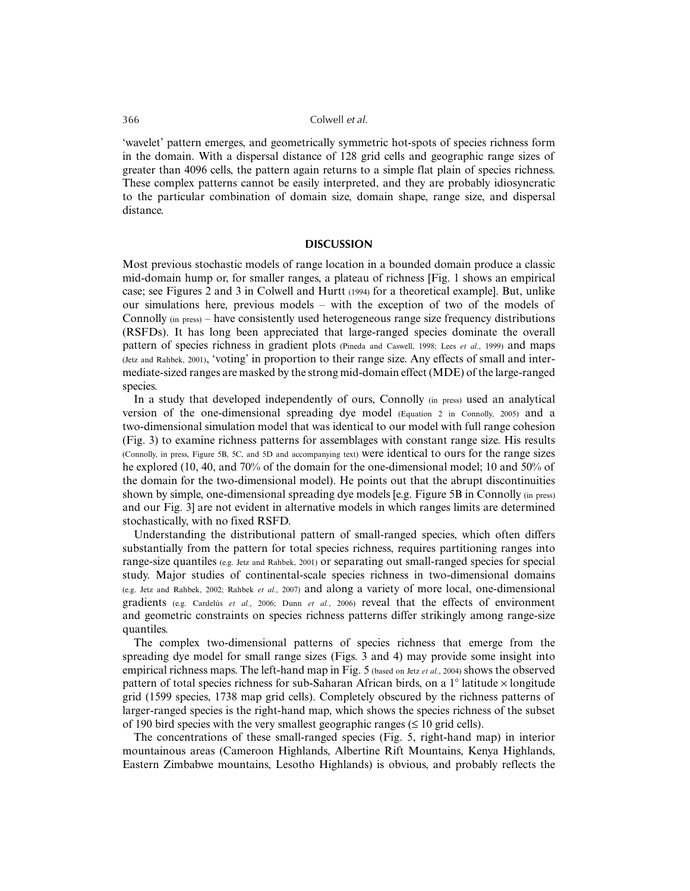'wavelet' pattern emerges, and geometrically symmetric hot-spots of species richness form in the domain. With a dispersal distance of 128 grid cells and geographic range sizes of greater than 4096 cells, the pattern again returns to a simple flat plain of species richness. These complex patterns cannot be easily interpreted, and they are probably idiosyncratic to the particular combination of domain size, domain shape, range size, and dispersal distance.

## DISCUSSION

Most previous stochastic models of range location in a bounded domain produce a classic mid-domain hump or, for smaller ranges, a plateau of richness [Fig. 1 shows an empirical case; see Figures 2 and 3 in Colwell and Hurtt (1994) for a theoretical example]. But, unlike our simulations here, previous models – with the exception of two of the models of Connolly (in press) – have consistently used heterogeneous range size frequency distributions (RSFDs). It has long been appreciated that large-ranged species dominate the overall pattern of species richness in gradient plots (Pineda and Caswell, 1998; Lees *et al.*, 1999) and maps (Jetz and Rahbek, 2001), 'voting' in proportion to their range size. Any effects of small and intermediate-sized ranges are masked by the strong mid-domain effect (MDE) of the large-ranged species.

In a study that developed independently of ours, Connolly (in press) used an analytical version of the one-dimensional spreading dye model (Equation 2 in Connolly, 2005) and a two-dimensional simulation model that was identical to our model with full range cohesion (Fig. 3) to examine richness patterns for assemblages with constant range size. His results (Connolly, in press, Figure 5B, 5C, and 5D and accompanying text) were identical to ours for the range sizes he explored (10, 40, and 70% of the domain for the one-dimensional model; 10 and 50% of the domain for the two-dimensional model). He points out that the abrupt discontinuities shown by simple, one-dimensional spreading dye models [e.g. Figure 5B in Connolly (in press) and our Fig. 3] are not evident in alternative models in which ranges limits are determined stochastically, with no fixed RSFD.

Understanding the distributional pattern of small-ranged species, which often differs substantially from the pattern for total species richness, requires partitioning ranges into range-size quantiles (e.g. Jetz and Rahbek, 2001) or separating out small-ranged species for special study. Major studies of continental-scale species richness in two-dimensional domains (e.g. Jetz and Rahbek, 2002; Rahbek *et al.*, 2007) and along a variety of more local, one-dimensional gradients (e.g. Cardelús *et al.*, 2006; Dunn *et al.*, 2006) reveal that the effects of environment and geometric constraints on species richness patterns differ strikingly among range-size quantiles.

The complex two-dimensional patterns of species richness that emerge from the spreading dye model for small range sizes (Figs. 3 and 4) may provide some insight into empirical richness maps. The left-hand map in Fig. 5 (based on Jetz *et al.*, 2004) shows the observed pattern of total species richness for sub-Saharan African birds, on a 1° latitude × longitude grid (1599 species, 1738 map grid cells). Completely obscured by the richness patterns of larger-ranged species is the right-hand map, which shows the species richness of the subset of 190 bird species with the very smallest geographic ranges ($\leq$ 10 grid cells).

The concentrations of these small-ranged species (Fig. 5, right-hand map) in interior mountainous areas (Cameroon Highlands, Albertine Rift Mountains, Kenya Highlands, Eastern Zimbabwe mountains, Lesotho Highlands) is obvious, and probably reflects the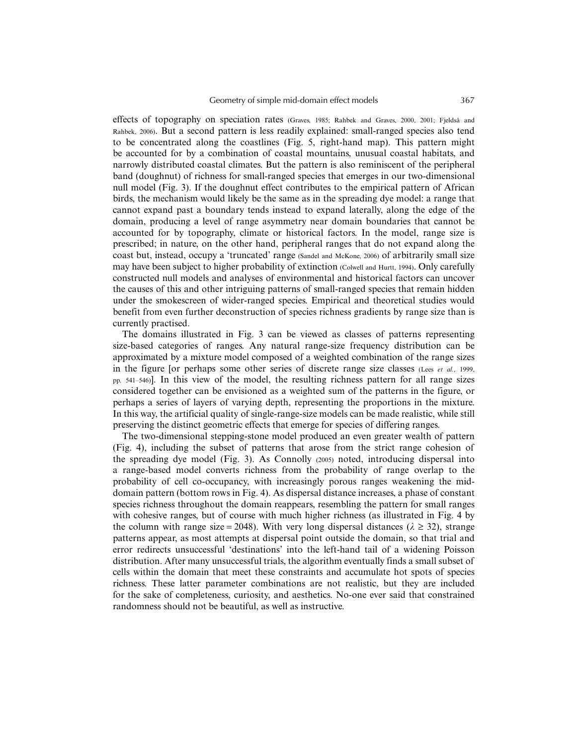effects of topography on speciation rates (Graves, 1985; Rahbek and Graves, 2000, 2001; Fjeldså and Rahbek, 2006). But a second pattern is less readily explained: small-ranged species also tend to be concentrated along the coastlines (Fig. 5, right-hand map). This pattern might be accounted for by a combination of coastal mountains, unusual coastal habitats, and narrowly distributed coastal climates. But the pattern is also reminiscent of the peripheral band (doughnut) of richness for small-ranged species that emerges in our two-dimensional null model (Fig. 3). If the doughnut effect contributes to the empirical pattern of African birds, the mechanism would likely be the same as in the spreading dye model: a range that cannot expand past a boundary tends instead to expand laterally, along the edge of the domain, producing a level of range asymmetry near domain boundaries that cannot be accounted for by topography, climate or historical factors. In the model, range size is prescribed; in nature, on the other hand, peripheral ranges that do not expand along the coast but, instead, occupy a 'truncated' range (Sandel and McKone, 2006) of arbitrarily small size may have been subject to higher probability of extinction (Colwell and Hurtt, 1994). Only carefully constructed null models and analyses of environmental and historical factors can uncover the causes of this and other intriguing patterns of small-ranged species that remain hidden under the smokescreen of wider-ranged species. Empirical and theoretical studies would benefit from even further deconstruction of species richness gradients by range size than is currently practised.

The domains illustrated in Fig. 3 can be viewed as classes of patterns representing size-based categories of ranges. Any natural range-size frequency distribution can be approximated by a mixture model composed of a weighted combination of the range sizes in the figure [or perhaps some other series of discrete range size classes (Lees *et al.*, 1999, pp. 541–546)]. In this view of the model, the resulting richness pattern for all range sizes considered together can be envisioned as a weighted sum of the patterns in the figure, or perhaps a series of layers of varying depth, representing the proportions in the mixture. In this way, the artificial quality of single-range-size models can be made realistic, while still preserving the distinct geometric effects that emerge for species of differing ranges.

The two-dimensional stepping-stone model produced an even greater wealth of pattern (Fig. 4), including the subset of patterns that arose from the strict range cohesion of the spreading dye model (Fig. 3). As Connolly (2005) noted, introducing dispersal into a range-based model converts richness from the probability of range overlap to the probability of cell co-occupancy, with increasingly porous ranges weakening the mid-domain pattern (bottom rows in Fig. 4). As dispersal distance increases, a phase of constant species richness throughout the domain reappears, resembling the pattern for small ranges with cohesive ranges, but of course with much higher richness (as illustrated in Fig. 4 by the column with range size = 2048). With very long dispersal distances ($\lambda \geq 32$), strange patterns appear, as most attempts at dispersal point outside the domain, so that trial and error redirects unsuccessful 'destinations' into the left-hand tail of a widening Poisson distribution. After many unsuccessful trials, the algorithm eventually finds a small subset of cells within the domain that meet these constraints and accumulate hot spots of species richness. These latter parameter combinations are not realistic, but they are included for the sake of completeness, curiosity, and aesthetics. No-one ever said that constrained randomness should not be beautiful, as well as instructive.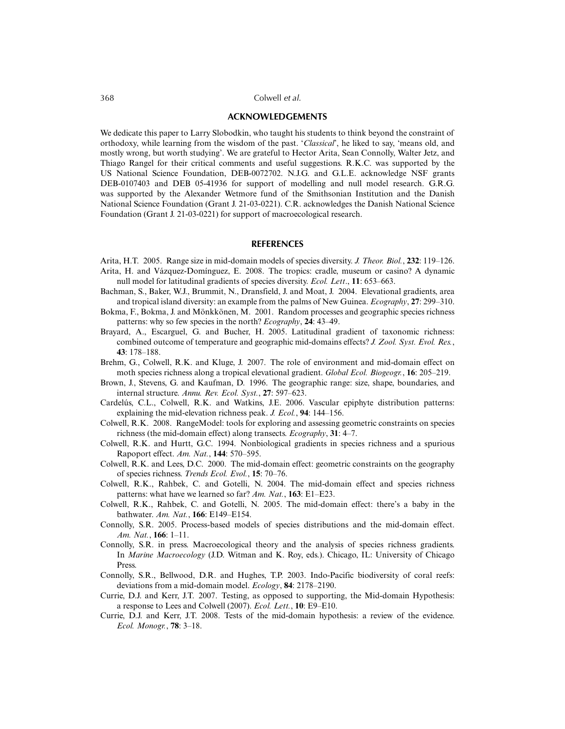## ACKNOWLEDGEMENTS

We dedicate this paper to Larry Slobodkin, who taught his students to think beyond the constraint of orthodoxy, while learning from the wisdom of the past. '*Classical*', he liked to say, 'means old, and mostly wrong, but worth studying'. We are grateful to Hector Arita, Sean Connolly, Walter Jetz, and Thiago Rangel for their critical comments and useful suggestions. R.K.C. was supported by the US National Science Foundation, DEB-0072702. N.J.G. and G.L.E. acknowledge NSF grants DEB-0107403 and DEB 05-41936 for support of modelling and null model research. G.R.G. was supported by the Alexander Wetmore fund of the Smithsonian Institution and the Danish National Science Foundation (Grant J. 21-03-0221). C.R. acknowledges the Danish National Science Foundation (Grant J. 21-03-0221) for support of macroecological research.

## REFERENCES

Arita, H.T. 2005. Range size in mid-domain models of species diversity. *J. Theor. Biol.*, **232**: 119–126.

Arita, H. and Vázquez-Domínguez, E. 2008. The tropics: cradle, museum or casino? A dynamic null model for latitudinal gradients of species diversity. *Ecol. Lett*., **11**: 653–663.

Bachman, S., Baker, W.J., Brummit, N., Dransfield, J. and Moat, J. 2004. Elevational gradients, area and tropical island diversity: an example from the palms of New Guinea. *Ecography*, **27**: 299–310.

Bokma, F., Bokma, J. and Mönkkönen, M. 2001. Random processes and geographic species richness patterns: why so few species in the north? *Ecography*, **24**: 43–49.

Brayard, A., Escarguel, G. and Bucher, H. 2005. Latitudinal gradient of taxonomic richness: combined outcome of temperature and geographic mid-domains effects? *J. Zool. Syst. Evol. Res.*, **43**: 178–188.

Brehm, G., Colwell, R.K. and Kluge, J. 2007. The role of environment and mid-domain effect on moth species richness along a tropical elevational gradient. *Global Ecol. Biogeogr.*, **16**: 205–219.

Brown, J., Stevens, G. and Kaufman, D. 1996. The geographic range: size, shape, boundaries, and internal structure. *Annu. Rev. Ecol. Syst.*, **27**: 597–623.

Cardelús, C.L., Colwell, R.K. and Watkins, J.E. 2006. Vascular epiphyte distribution patterns: explaining the mid-elevation richness peak. *J. Ecol.*, **94**: 144–156.

Colwell, R.K. 2008. RangeModel: tools for exploring and assessing geometric constraints on species richness (the mid-domain effect) along transects. *Ecography*, **31**: 4–7.

Colwell, R.K. and Hurtt, G.C. 1994. Nonbiological gradients in species richness and a spurious Rapoport effect. *Am. Nat.*, **144**: 570–595.

Colwell, R.K. and Lees, D.C. 2000. The mid-domain effect: geometric constraints on the geography of species richness. *Trends Ecol. Evol.*, **15**: 70–76.

Colwell, R.K., Rahbek, C. and Gotelli, N. 2004. The mid-domain effect and species richness patterns: what have we learned so far? *Am. Nat.*, **163**: E1–E23.

Colwell, R.K., Rahbek, C. and Gotelli, N. 2005. The mid-domain effect: there's a baby in the bathwater. *Am. Nat.*, **166**: E149–E154.

Connolly, S.R. 2005. Process-based models of species distributions and the mid-domain effect. *Am. Nat.*, **166**: 1–11.

Connolly, S.R. in press. Macroecological theory and the analysis of species richness gradients. In *Marine Macroecology* (J.D. Witman and K. Roy, eds.). Chicago, IL: University of Chicago Press.

Connolly, S.R., Bellwood, D.R. and Hughes, T.P. 2003. Indo-Pacific biodiversity of coral reefs: deviations from a mid-domain model. *Ecology*, **84**: 2178–2190.

Currie, D.J. and Kerr, J.T. 2007. Testing, as opposed to supporting, the Mid-domain Hypothesis: a response to Lees and Colwell (2007). *Ecol. Lett.*, **10**: E9–E10.

Currie, D.J. and Kerr, J.T. 2008. Tests of the mid-domain hypothesis: a review of the evidence. *Ecol. Monogr.*, **78**: 3–18.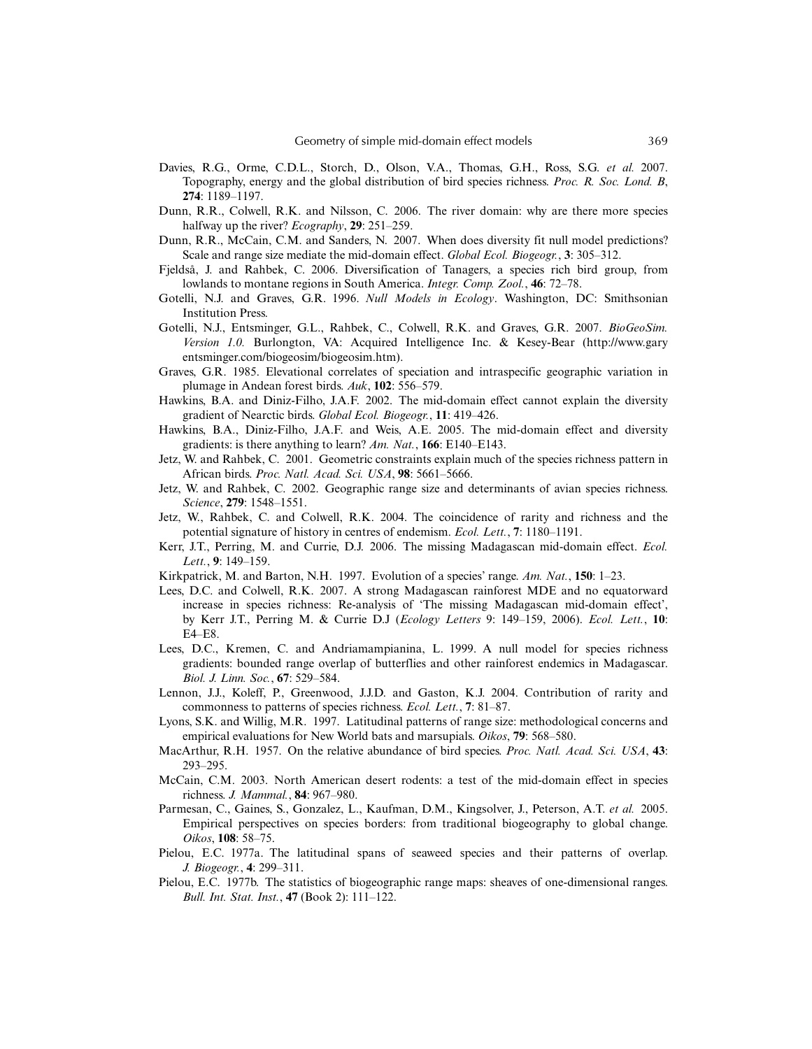Davies, R.G., Orme, C.D.L., Storch, D., Olson, V.A., Thomas, G.H., Ross, S.G. *et al.* 2007. Topography, energy and the global distribution of bird species richness. *Proc. R. Soc. Lond. B*, **274**: 1189–1197.

Dunn, R.R., Colwell, R.K. and Nilsson, C. 2006. The river domain: why are there more species halfway up the river? *Ecography*, **29**: 251–259.

Dunn, R.R., McCain, C.M. and Sanders, N. 2007. When does diversity fit null model predictions? Scale and range size mediate the mid-domain effect. *Global Ecol. Biogeogr.*, **3**: 305–312.

Fjeldså, J. and Rahbek, C. 2006. Diversification of Tanagers, a species rich bird group, from lowlands to montane regions in South America. *Integr. Comp. Zool.*, **46**: 72–78.

Gotelli, N.J. and Graves, G.R. 1996. *Null Models in Ecology*. Washington, DC: Smithsonian Institution Press.

Gotelli, N.J., Entsminger, G.L., Rahbek, C., Colwell, R.K. and Graves, G.R. 2007. *BioGeoSim. Version 1.0.* Burlongton, VA: Acquired Intelligence Inc. & Kesey-Bear (http://www.garyentsminger.com/biogeosim/biogeosim.htm).

Graves, G.R. 1985. Elevational correlates of speciation and intraspecific geographic variation in plumage in Andean forest birds. *Auk*, **102**: 556–579.

Hawkins, B.A. and Diniz-Filho, J.A.F. 2002. The mid-domain effect cannot explain the diversity gradient of Nearctic birds. *Global Ecol. Biogeogr.*, **11**: 419–426.

Hawkins, B.A., Diniz-Filho, J.A.F. and Weis, A.E. 2005. The mid-domain effect and diversity gradients: is there anything to learn? *Am. Nat.*, **166**: E140–E143.

Jetz, W. and Rahbek, C. 2001. Geometric constraints explain much of the species richness pattern in African birds. *Proc. Natl. Acad. Sci. USA*, **98**: 5661–5666.

Jetz, W. and Rahbek, C. 2002. Geographic range size and determinants of avian species richness. *Science*, **279**: 1548–1551.

Jetz, W., Rahbek, C. and Colwell, R.K. 2004. The coincidence of rarity and richness and the potential signature of history in centres of endemism. *Ecol. Lett.*, **7**: 1180–1191.

Kerr, J.T., Perring, M. and Currie, D.J. 2006. The missing Madagascan mid-domain effect. *Ecol. Lett.*, **9**: 149–159.

Kirkpatrick, M. and Barton, N.H. 1997. Evolution of a species' range. *Am. Nat.*, **150**: 1–23.

Lees, D.C. and Colwell, R.K. 2007. A strong Madagascan rainforest MDE and no equatorward increase in species richness: Re-analysis of 'The missing Madagascan mid-domain effect', by Kerr J.T., Perring M. & Currie D.J (*Ecology Letters* 9: 149–159, 2006). *Ecol. Lett.*, **10**: E4–E8.

Lees, D.C., Kremen, C. and Andriamampianina, L. 1999. A null model for species richness gradients: bounded range overlap of butterflies and other rainforest endemics in Madagascar. *Biol. J. Linn. Soc.*, **67**: 529–584.

Lennon, J.J., Koleff, P., Greenwood, J.J.D. and Gaston, K.J. 2004. Contribution of rarity and commonness to patterns of species richness. *Ecol. Lett.*, **7**: 81–87.

Lyons, S.K. and Willig, M.R. 1997. Latitudinal patterns of range size: methodological concerns and empirical evaluations for New World bats and marsupials. *Oikos*, **79**: 568–580.

MacArthur, R.H. 1957. On the relative abundance of bird species. *Proc. Natl. Acad. Sci. USA*, **43**: 293–295.

McCain, C.M. 2003. North American desert rodents: a test of the mid-domain effect in species richness. *J. Mammal.*, **84**: 967–980.

Parmesan, C., Gaines, S., Gonzalez, L., Kaufman, D.M., Kingsolver, J., Peterson, A.T. *et al.* 2005. Empirical perspectives on species borders: from traditional biogeography to global change. *Oikos*, **108**: 58–75.

Pielou, E.C. 1977a. The latitudinal spans of seaweed species and their patterns of overlap. *J. Biogeogr.*, **4**: 299–311.

Pielou, E.C. 1977b. The statistics of biogeographic range maps: sheaves of one-dimensional ranges. *Bull. Int. Stat. Inst.*, **47** (Book 2): 111–122.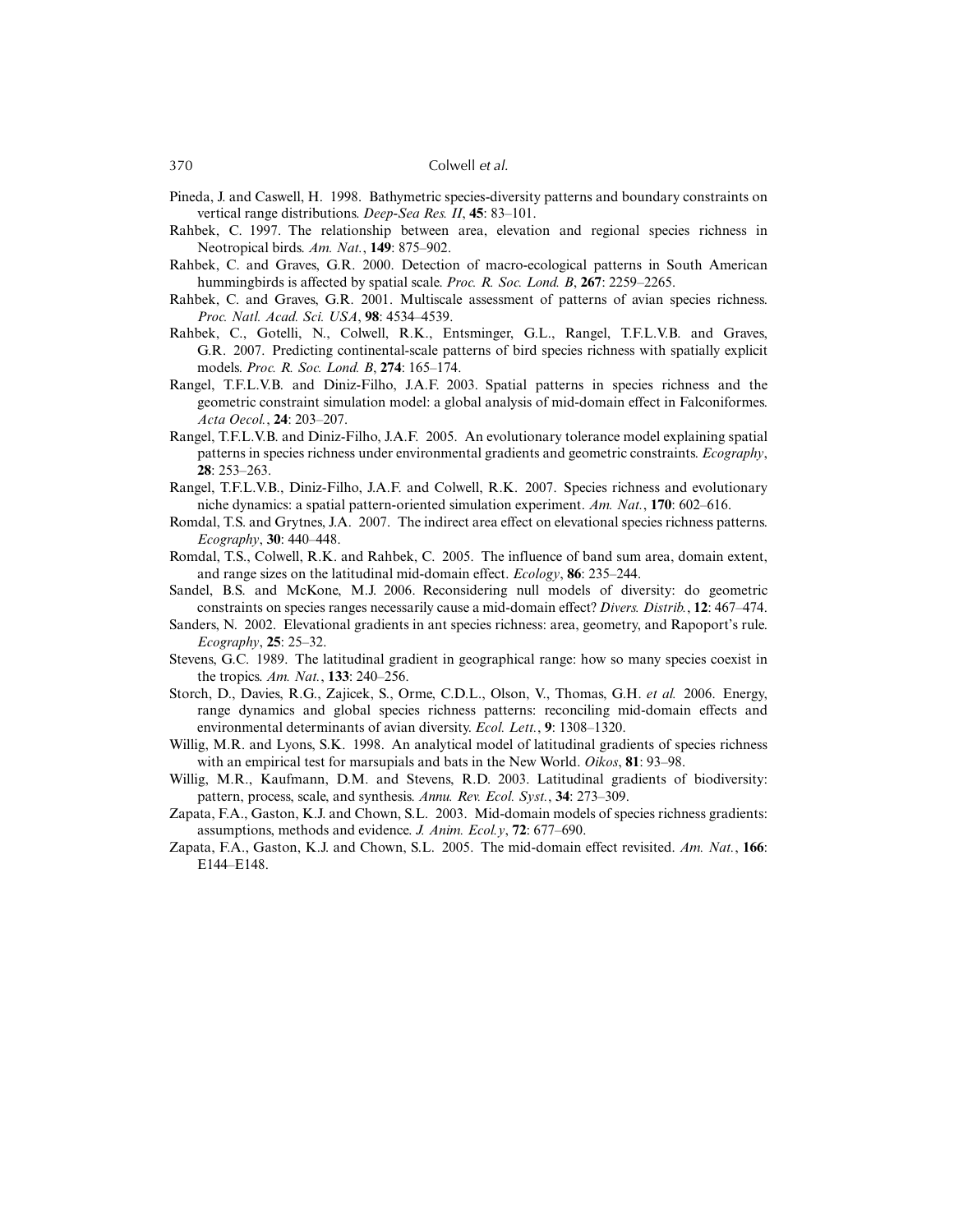Pineda, J. and Caswell, H. 1998. Bathymetric species-diversity patterns and boundary constraints on vertical range distributions. *Deep-Sea Res. II*, **45**: 83–101.

Rahbek, C. 1997. The relationship between area, elevation and regional species richness in Neotropical birds. *Am. Nat.*, **149**: 875–902.

Rahbek, C. and Graves, G.R. 2000. Detection of macro-ecological patterns in South American hummingbirds is affected by spatial scale. *Proc. R. Soc. Lond. B*, **267**: 2259–2265.

Rahbek, C. and Graves, G.R. 2001. Multiscale assessment of patterns of avian species richness. *Proc. Natl. Acad. Sci. USA*, **98**: 4534–4539.

Rahbek, C., Gotelli, N., Colwell, R.K., Entsminger, G.L., Rangel, T.F.L.V.B. and Graves, G.R. 2007. Predicting continental-scale patterns of bird species richness with spatially explicit models. *Proc. R. Soc. Lond. B*, **274**: 165–174.

Rangel, T.F.L.V.B. and Diniz-Filho, J.A.F. 2003. Spatial patterns in species richness and the geometric constraint simulation model: a global analysis of mid-domain effect in Falconiformes. *Acta Oecol.*, **24**: 203–207.

Rangel, T.F.L.V.B. and Diniz-Filho, J.A.F. 2005. An evolutionary tolerance model explaining spatial patterns in species richness under environmental gradients and geometric constraints. *Ecography*, **28**: 253–263.

Rangel, T.F.L.V.B., Diniz-Filho, J.A.F. and Colwell, R.K. 2007. Species richness and evolutionary niche dynamics: a spatial pattern-oriented simulation experiment. *Am. Nat.*, **170**: 602–616.

Romdal, T.S. and Grytnes, J.A. 2007. The indirect area effect on elevational species richness patterns. *Ecography*, **30**: 440–448.

Romdal, T.S., Colwell, R.K. and Rahbek, C. 2005. The influence of band sum area, domain extent, and range sizes on the latitudinal mid-domain effect. *Ecology*, **86**: 235–244.

Sandel, B.S. and McKone, M.J. 2006. Reconsidering null models of diversity: do geometric constraints on species ranges necessarily cause a mid-domain effect? *Divers. Distrib.*, **12**: 467–474.

Sanders, N. 2002. Elevational gradients in ant species richness: area, geometry, and Rapoport's rule. *Ecography*, **25**: 25–32.

Stevens, G.C. 1989. The latitudinal gradient in geographical range: how so many species coexist in the tropics. *Am. Nat.*, **133**: 240–256.

Storch, D., Davies, R.G., Zajicek, S., Orme, C.D.L., Olson, V., Thomas, G.H. *et al.* 2006. Energy, range dynamics and global species richness patterns: reconciling mid-domain effects and environmental determinants of avian diversity. *Ecol. Lett.*, **9**: 1308–1320.

Willig, M.R. and Lyons, S.K. 1998. An analytical model of latitudinal gradients of species richness with an empirical test for marsupials and bats in the New World. *Oikos*, **81**: 93–98.

Willig, M.R., Kaufmann, D.M. and Stevens, R.D. 2003. Latitudinal gradients of biodiversity: pattern, process, scale, and synthesis. *Annu. Rev. Ecol. Syst.*, **34**: 273–309.

Zapata, F.A., Gaston, K.J. and Chown, S.L. 2003. Mid-domain models of species richness gradients: assumptions, methods and evidence. *J. Anim. Ecol.y*, **72**: 677–690.

Zapata, F.A., Gaston, K.J. and Chown, S.L. 2005. The mid-domain effect revisited. *Am. Nat.*, **166**: E144–E148.